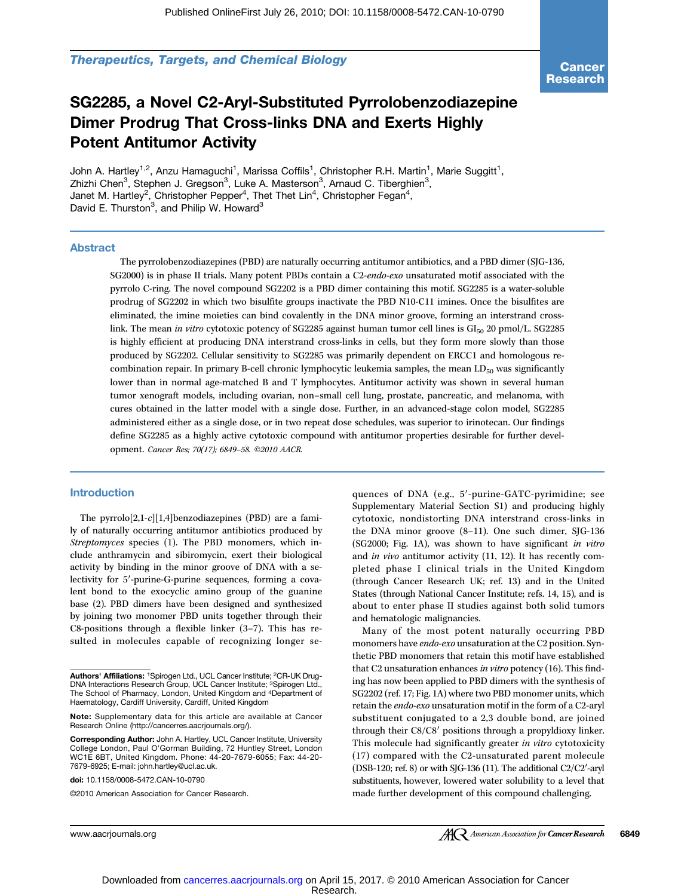Therapeutics, Targets, and Chemical Biology

# SG2285, a Novel C2-Aryl-Substituted Pyrrolobenzodiazepine Dimer Prodrug That Cross-links DNA and Exerts Highly Potent Antitumor Activity

John A. Hartley[1,2], Anzu Hamaguchi[1], Marissa Coffils[1], Christopher R.H. Martin[1], Marie Suggitt[1], Zhizhi Chen[3], Stephen J. Gregson[3], Luke A. Masterson[3], Arnaud C. Tiberghien[3], Janet M. Hartley[2], Christopher Pepper[4], Thet Thet Lin[4], Christopher Fegan[4], David E. Thurston[3], and Philip W. Howard[3]

## Abstract

The pyrrolobenzodiazepines (PBD) are naturally occurring antitumor antibiotics, and a PBD dimer (SJG-136, SG2000) is in phase II trials. Many potent PBDs contain a C2-*endo-exo* unsaturated motif associated with the pyrrolo C-ring. The novel compound SG2202 is a PBD dimer containing this motif. SG2285 is a water-soluble prodrug of SG2202 in which two bisulfite groups inactivate the PBD N10-C11 imines. Once the bisulfites are eliminated, the imine moieties can bind covalently in the DNA minor groove, forming an interstrand cross-link. The mean *in vitro* cytotoxic potency of SG2285 against human tumor cell lines is $GI_{50}$ 20 pmol/L. SG2285 is highly efficient at producing DNA interstrand cross-links in cells, but they form more slowly than those produced by SG2202. Cellular sensitivity to SG2285 was primarily dependent on ERCC1 and homologous recombination repair. In primary B-cell chronic lymphocytic leukemia samples, the mean $LD_{50}$ was significantly lower than in normal age-matched B and T lymphocytes. Antitumor activity was shown in several human tumor xenograft models, including ovarian, non–small cell lung, prostate, pancreatic, and melanoma, with cures obtained in the latter model with a single dose. Further, in an advanced-stage colon model, SG2285 administered either as a single dose, or in two repeat dose schedules, was superior to irinotecan. Our findings define SG2285 as a highly active cytotoxic compound with antitumor properties desirable for further development. *Cancer Res; 70(17); 6849–58. ©2010 AACR.*

## Introduction

The pyrrolo[2,1-*c*][1,4]benzodiazepines (PBD) are a family of naturally occurring antitumor antibiotics produced by *Streptomyces* species (1). The PBD monomers, which include anthramycin and sibiromycin, exert their biological activity by binding in the minor groove of DNA with a selectivity for 5′-purine-G-purine sequences, forming a covalent bond to the exocyclic amino group of the guanine base (2). PBD dimers have been designed and synthesized by joining two monomer PBD units together through their C8-positions through a flexible linker (3–7). This has resulted in molecules capable of recognizing longer sequences of DNA (e.g., 5′-purine-GATC-pyrimidine; see Supplementary Material Section S1) and producing highly cytotoxic, nondistorting DNA interstrand cross-links in the DNA minor groove (8–11). One such dimer, SJG-136 (SG2000; Fig. 1A), was shown to have significant *in vitro* and *in vivo* antitumor activity (11, 12). It has recently completed phase I clinical trials in the United Kingdom (through Cancer Research UK; ref. 13) and in the United States (through National Cancer Institute; refs. 14, 15), and is about to enter phase II studies against both solid tumors and hematologic malignancies.

Many of the most potent naturally occurring PBD monomers have *endo-exo* unsaturation at the C2 position. Synthetic PBD monomers that retain this motif have established that C2 unsaturation enhances *in vitro* potency (16). This finding has now been applied to PBD dimers with the synthesis of SG2202 (ref. 17; Fig. 1A) where two PBD monomer units, which retain the *endo-exo* unsaturation motif in the form of a C2-aryl substituent conjugated to a 2,3 double bond, are joined through their C8/C8′ positions through a propyldioxy linker. This molecule had significantly greater *in vitro* cytotoxicity (17) compared with the C2-unsaturated parent molecule (DSB-120; ref. 8) or with SJG-136 (11). The additional C2/C2′-aryl substituents, however, lowered water solubility to a level that made further development of this compound challenging.

---

**Authors' Affiliations:** [1]Spirogen Ltd., UCL Cancer Institute; [2]CR-UK Drug-DNA Interactions Research Group, UCL Cancer Institute; [3]Spirogen Ltd., The School of Pharmacy, London, United Kingdom and [4]Department of Haematology, Cardiff University, Cardiff, United Kingdom

**Note:** Supplementary data for this article are available at Cancer Research Online (http://cancerres.aacrjournals.org/).

**Corresponding Author:** John A. Hartley, UCL Cancer Institute, University College London, Paul O'Gorman Building, 72 Huntley Street, London WC1E 6BT, United Kingdom. Phone: 44-20-7679-6055; Fax: 44-20-7679-6925; E-mail: john.hartley@ucl.ac.uk.

doi: 10.1158/0008-5472.CAN-10-0790

©2010 American Association for Cancer Research.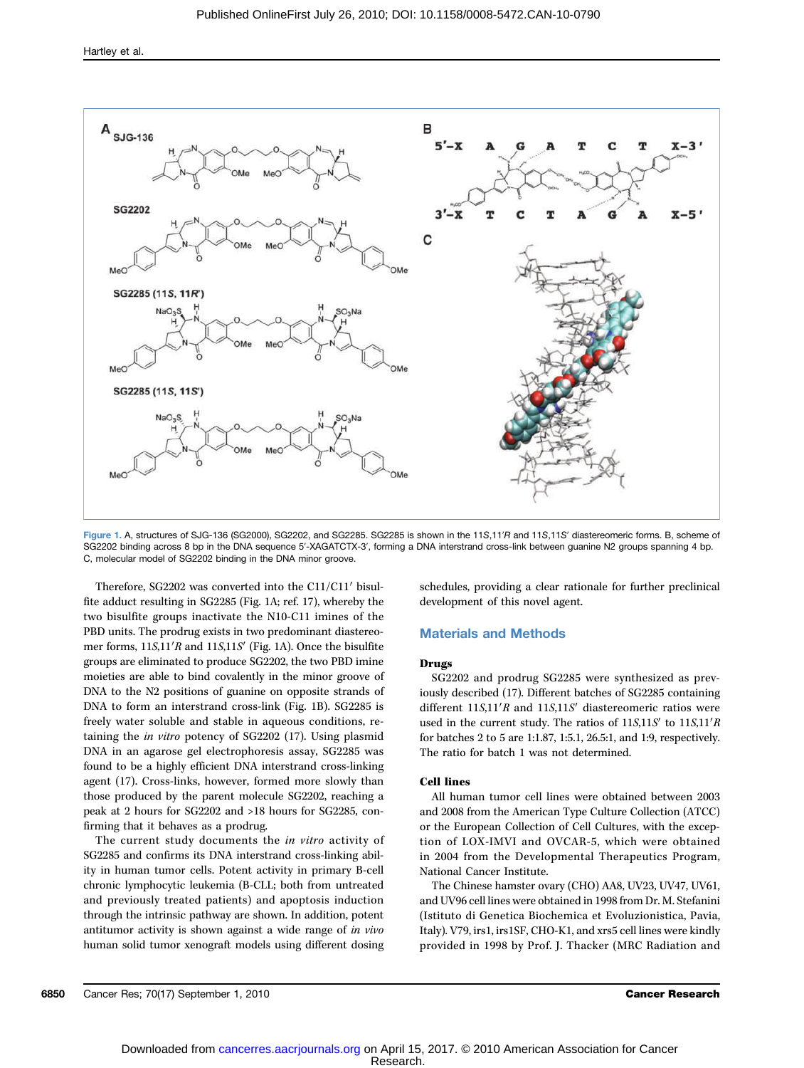Figure 1. A, structures of SJG-136 (SG2000), SG2202, and SG2285. SG2285 is shown in the 11*S*,11′*R* and 11*S*,11*S*′ diastereomeric forms. B, scheme of SG2202 binding across 8 bp in the DNA sequence 5′-XAGATCTX-3′, forming a DNA interstrand cross-link between guanine N2 groups spanning 4 bp. C, molecular model of SG2202 binding in the DNA minor groove.

Therefore, SG2202 was converted into the C11/C11′ bisulfite adduct resulting in SG2285 (Fig. 1A; ref. 17), whereby the two bisulfite groups inactivate the N10-C11 imines of the PBD units. The prodrug exists in two predominant diastereomer forms, 11*S*,11′*R* and 11*S*,11*S*′ (Fig. 1A). Once the bisulfite groups are eliminated to produce SG2202, the two PBD imine moieties are able to bind covalently in the minor groove of DNA to the N2 positions of guanine on opposite strands of DNA to form an interstrand cross-link (Fig. 1B). SG2285 is freely water soluble and stable in aqueous conditions, retaining the *in vitro* potency of SG2202 (17). Using plasmid DNA in an agarose gel electrophoresis assay, SG2285 was found to be a highly efficient DNA interstrand cross-linking agent (17). Cross-links, however, formed more slowly than those produced by the parent molecule SG2202, reaching a peak at 2 hours for SG2202 and >18 hours for SG2285, confirming that it behaves as a prodrug.

The current study documents the *in vitro* activity of SG2285 and confirms its DNA interstrand cross-linking ability in human tumor cells. Potent activity in primary B-cell chronic lymphocytic leukemia (B-CLL; both from untreated and previously treated patients) and apoptosis induction through the intrinsic pathway are shown. In addition, potent antitumor activity is shown against a wide range of *in vivo* human solid tumor xenograft models using different dosing schedules, providing a clear rationale for further preclinical development of this novel agent.

## Materials and Methods

### Drugs

SG2202 and prodrug SG2285 were synthesized as previously described (17). Different batches of SG2285 containing different 11*S*,11′*R* and 11*S*,11*S*′ diastereomeric ratios were used in the current study. The ratios of 11*S*,11*S*′ to 11*S*,11′*R* for batches 2 to 5 are 1:1.87, 1:5.1, 26.5:1, and 1:9, respectively. The ratio for batch 1 was not determined.

### Cell lines

All human tumor cell lines were obtained between 2003 and 2008 from the American Type Culture Collection (ATCC) or the European Collection of Cell Cultures, with the exception of LOX-IMVI and OVCAR-5, which were obtained in 2004 from the Developmental Therapeutics Program, National Cancer Institute.

The Chinese hamster ovary (CHO) AA8, UV23, UV47, UV61, and UV96 cell lines were obtained in 1998 from Dr. M. Stefanini (Istituto di Genetica Biochemica et Evoluzionistica, Pavia, Italy). V79, irs1, irs1SF, CHO-K1, and xrs5 cell lines were kindly provided in 1998 by Prof. J. Thacker (MRC Radiation and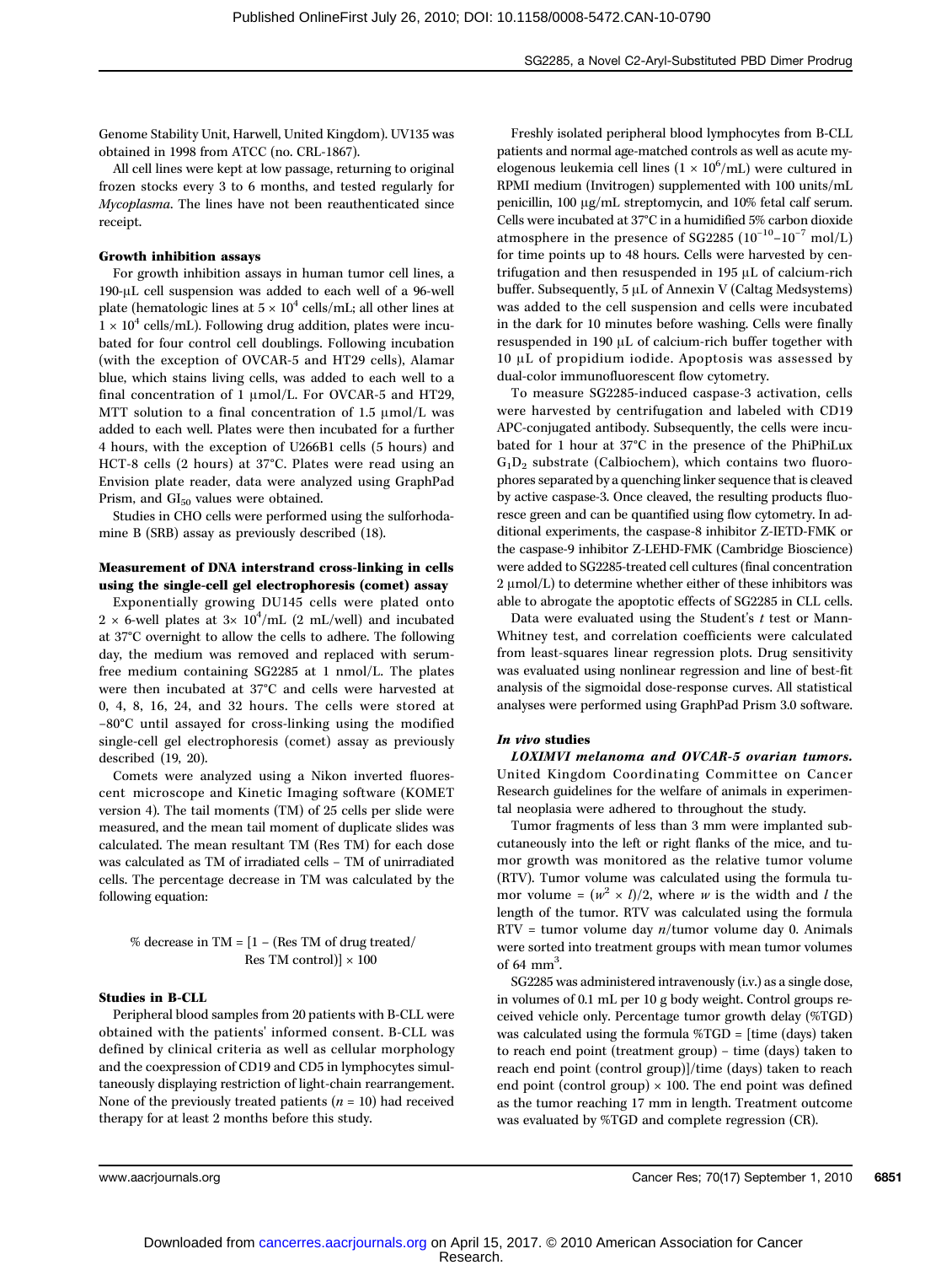Genome Stability Unit, Harwell, United Kingdom). UV135 was obtained in 1998 from ATCC (no. CRL-1867).

All cell lines were kept at low passage, returning to original frozen stocks every 3 to 6 months, and tested regularly for *Mycoplasma*. The lines have not been reauthenticated since receipt.

#### Growth inhibition assays

For growth inhibition assays in human tumor cell lines, a 190-μL cell suspension was added to each well of a 96-well plate (hematologic lines at $5 \times 10^4$ cells/mL; all other lines at $1 \times 10^4$ cells/mL). Following drug addition, plates were incubated for four control cell doublings. Following incubation (with the exception of OVCAR-5 and HT29 cells), Alamar blue, which stains living cells, was added to each well to a final concentration of 1 μmol/L. For OVCAR-5 and HT29, MTT solution to a final concentration of 1.5 μmol/L was added to each well. Plates were then incubated for a further 4 hours, with the exception of U266B1 cells (5 hours) and HCT-8 cells (2 hours) at 37°C. Plates were read using an Envision plate reader, data were analyzed using GraphPad Prism, and $GI_{50}$ values were obtained.

Studies in CHO cells were performed using the sulforhodamine B (SRB) assay as previously described (18).

#### Measurement of DNA interstrand cross-linking in cells using the single-cell gel electrophoresis (comet) assay

Exponentially growing DU145 cells were plated onto $2 \times 6$-well plates at $3 \times 10^4$/mL (2 mL/well) and incubated at 37°C overnight to allow the cells to adhere. The following day, the medium was removed and replaced with serum-free medium containing SG2285 at 1 nmol/L. The plates were then incubated at 37°C and cells were harvested at 0, 4, 8, 16, 24, and 32 hours. The cells were stored at −80°C until assayed for cross-linking using the modified single-cell gel electrophoresis (comet) assay as previously described (19, 20).

Comets were analyzed using a Nikon inverted fluorescent microscope and Kinetic Imaging software (KOMET version 4). The tail moments (TM) of 25 cells per slide were measured, and the mean tail moment of duplicate slides was calculated. The mean resultant TM (Res TM) for each dose was calculated as TM of irradiated cells − TM of unirradiated cells. The percentage decrease in TM was calculated by the following equation:

$$\% \text{ decrease in TM} = [1 - (\text{Res TM of drug treated}/\text{Res TM control})] \times 100$$

#### Studies in B-CLL

Peripheral blood samples from 20 patients with B-CLL were obtained with the patients' informed consent. B-CLL was defined by clinical criteria as well as cellular morphology and the coexpression of CD19 and CD5 in lymphocytes simultaneously displaying restriction of light-chain rearrangement. None of the previously treated patients ($n = 10$) had received therapy for at least 2 months before this study.

Freshly isolated peripheral blood lymphocytes from B-CLL patients and normal age-matched controls as well as acute myelogenous leukemia cell lines ($1 \times 10^6$/mL) were cultured in RPMI medium (Invitrogen) supplemented with 100 units/mL penicillin, 100 μg/mL streptomycin, and 10% fetal calf serum. Cells were incubated at 37°C in a humidified 5% carbon dioxide atmosphere in the presence of SG2285 ($10^{-10}$–$10^{-7}$ mol/L) for time points up to 48 hours. Cells were harvested by centrifugation and then resuspended in 195 μL of calcium-rich buffer. Subsequently, 5 μL of Annexin V (Caltag Medsystems) was added to the cell suspension and cells were incubated in the dark for 10 minutes before washing. Cells were finally resuspended in 190 μL of calcium-rich buffer together with 10 μL of propidium iodide. Apoptosis was assessed by dual-color immunofluorescent flow cytometry.

To measure SG2285-induced caspase-3 activation, cells were harvested by centrifugation and labeled with CD19 APC-conjugated antibody. Subsequently, the cells were incubated for 1 hour at 37°C in the presence of the PhiPhiLux $G_1D_2$ substrate (Calbiochem), which contains two fluorophores separated by a quenching linker sequence that is cleaved by active caspase-3. Once cleaved, the resulting products fluoresce green and can be quantified using flow cytometry. In additional experiments, the caspase-8 inhibitor Z-IETD-FMK or the caspase-9 inhibitor Z-LEHD-FMK (Cambridge Bioscience) were added to SG2285-treated cell cultures (final concentration 2 μmol/L) to determine whether either of these inhibitors was able to abrogate the apoptotic effects of SG2285 in CLL cells.

Data were evaluated using the Student's *t* test or Mann-Whitney test, and correlation coefficients were calculated from least-squares linear regression plots. Drug sensitivity was evaluated using nonlinear regression and line of best-fit analysis of the sigmoidal dose-response curves. All statistical analyses were performed using GraphPad Prism 3.0 software.

#### *In vivo* studies

***LOXIMVI melanoma and OVCAR-5 ovarian tumors.*** United Kingdom Coordinating Committee on Cancer Research guidelines for the welfare of animals in experimental neoplasia were adhered to throughout the study.

Tumor fragments of less than 3 mm were implanted subcutaneously into the left or right flanks of the mice, and tumor growth was monitored as the relative tumor volume (RTV). Tumor volume was calculated using the formula tumor volume = $(w^2 \times l)/2$, where $w$ is the width and $l$ the length of the tumor. RTV was calculated using the formula RTV = tumor volume day $n$/tumor volume day 0. Animals were sorted into treatment groups with mean tumor volumes of 64 $mm^3$.

SG2285 was administered intravenously (i.v.) as a single dose, in volumes of 0.1 mL per 10 g body weight. Control groups received vehicle only. Percentage tumor growth delay (%TGD) was calculated using the formula %TGD = [time (days) taken to reach end point (treatment group) − time (days) taken to reach end point (control group)]/time (days) taken to reach end point (control group) × 100. The end point was defined as the tumor reaching 17 mm in length. Treatment outcome was evaluated by %TGD and complete regression (CR).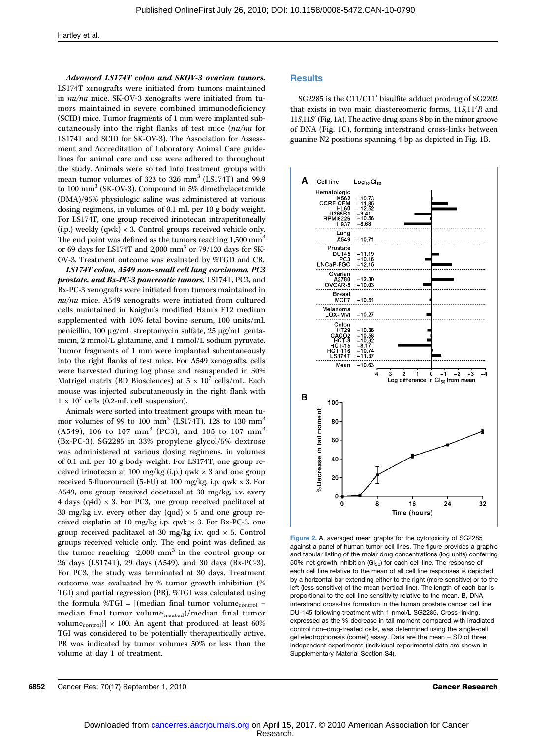***Advanced LS174T colon and SKOV-3 ovarian tumors.*** LS174T xenografts were initiated from tumors maintained in *nu/nu* mice. SK-OV-3 xenografts were initiated from tumors maintained in severe combined immunodeficiency (SCID) mice. Tumor fragments of 1 mm were implanted subcutaneously into the right flanks of test mice (*nu/nu* for LS174T and SCID for SK-OV-3). The Association for Assessment and Accreditation of Laboratory Animal Care guidelines for animal care and use were adhered to throughout the study. Animals were sorted into treatment groups with mean tumor volumes of 323 to 326 $mm^3$ (LS174T) and 99.9 to 100 $mm^3$ (SK-OV-3). Compound in 5% dimethylacetamide (DMA)/95% physiologic saline was administered at various dosing regimens, in volumes of 0.1 mL per 10 g body weight. For LS174T, one group received irinotecan intraperitoneally (i.p.) weekly (qwk) × 3. Control groups received vehicle only. The end point was defined as the tumors reaching 1,500 $mm^3$ or 69 days for LS174T and 2,000 $mm^3$ or 79/120 days for SK-OV-3. Treatment outcome was evaluated by %TGD and CR.

***LS174T colon, A549 non–small cell lung carcinoma, PC3 prostate, and Bx-PC-3 pancreatic tumors.*** LS174T, PC3, and Bx-PC-3 xenografts were initiated from tumors maintained in *nu/nu* mice. A549 xenografts were initiated from cultured cells maintained in Kaighn's modified Ham's F12 medium supplemented with 10% fetal bovine serum, 100 units/mL penicillin, 100 μg/mL streptomycin sulfate, 25 μg/mL gentamicin, 2 mmol/L glutamine, and 1 mmol/L sodium pyruvate. Tumor fragments of 1 mm were implanted subcutaneously into the right flanks of test mice. For A549 xenografts, cells were harvested during log phase and resuspended in 50% Matrigel matrix (BD Biosciences) at $5 \times 10^7$ cells/mL. Each mouse was injected subcutaneously in the right flank with $1 \times 10^7$ cells (0.2-mL cell suspension).

Animals were sorted into treatment groups with mean tumor volumes of 99 to 100 $mm^3$ (LS174T), 128 to 130 $mm^3$ (A549), 106 to 107 $mm^3$ (PC3), and 105 to 107 $mm^3$ (Bx-PC-3). SG2285 in 33% propylene glycol/5% dextrose was administered at various dosing regimens, in volumes of 0.1 mL per 10 g body weight. For LS174T, one group received irinotecan at 100 mg/kg (i.p.) qwk × 3 and one group received 5-fluorouracil (5-FU) at 100 mg/kg, i.p. qwk × 3. For A549, one group received docetaxel at 30 mg/kg, i.v. every 4 days (q4d) × 3. For PC3, one group received paclitaxel at 30 mg/kg i.v. every other day (qod) × 5 and one group received cisplatin at 10 mg/kg i.p. qwk × 3. For Bx-PC-3, one group received paclitaxel at 30 mg/kg i.v. qod × 5. Control groups received vehicle only. The end point was defined as the tumor reaching 2,000 $mm^3$ in the control group or 26 days (LS174T), 29 days (A549), and 30 days (Bx-PC-3). For PC3, the study was terminated at 30 days. Treatment outcome was evaluated by % tumor growth inhibition (% TGI) and partial regression (PR). %TGI was calculated using the formula $\%TGI = [(\text{median final tumor volume}_{\text{control}} - \text{median final tumor volume}_{\text{treated}})/\text{median final tumor volume}_{\text{control}}] \times 100$. An agent that produced at least 60% TGI was considered to be potentially therapeutically active. PR was indicated by tumor volumes 50% or less than the volume at day 1 of treatment.

## Results

SG2285 is the C11/C11′ bisulfite adduct prodrug of SG2202 that exists in two main diastereomeric forms, 11*S*,11′*R* and 11*S*,11*S*′ (Fig. 1A). The active drug spans 8 bp in the minor groove of DNA (Fig. 1C), forming interstrand cross-links between guanine N2 positions spanning 4 bp as depicted in Fig. 1B.

Figure 2. A, averaged mean graphs for the cytotoxicity of SG2285 against a panel of human tumor cell lines. The figure provides a graphic and tabular listing of the molar drug concentrations (log units) conferring 50% net growth inhibition ($GI_{50}$) for each cell line. The response of each cell line relative to the mean of all cell line responses is depicted by a horizontal bar extending either to the right (more sensitive) or to the left (less sensitive) of the mean (vertical line). The length of each bar is proportional to the cell line sensitivity relative to the mean. B, DNA interstrand cross-link formation in the human prostate cancer cell line DU-145 following treatment with 1 nmol/L SG2285. Cross-linking, expressed as the % decrease in tail moment compared with irradiated control non–drug-treated cells, was determined using the single-cell gel electrophoresis (comet) assay. Data are the mean ± SD of three independent experiments (individual experimental data are shown in Supplementary Material Section S4).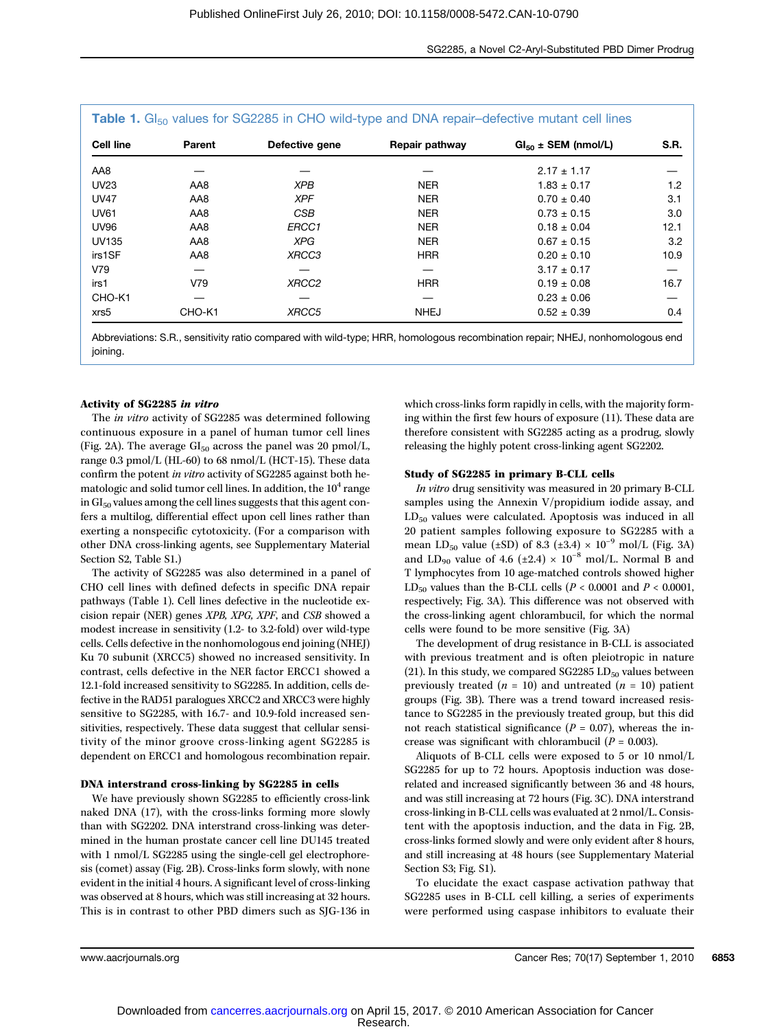**Table 1.** $GI_{50}$ values for SG2285 in CHO wild-type and DNA repair–defective mutant cell lines

| Cell line | Parent | Defective gene | Repair pathway | $GI_{50}$ ± SEM (nmol/L) | S.R. |
|---|---|---|---|---|---|
| AA8 | — | — | — | 2.17 ± 1.17 | — |
| UV23 | AA8 | *XPB* | NER | 1.83 ± 0.17 | 1.2 |
| UV47 | AA8 | *XPF* | NER | 0.70 ± 0.40 | 3.1 |
| UV61 | AA8 | *CSB* | NER | 0.73 ± 0.15 | 3.0 |
| UV96 | AA8 | *ERCC1* | NER | 0.18 ± 0.04 | 12.1 |
| UV135 | AA8 | *XPG* | NER | 0.67 ± 0.15 | 3.2 |
| irs1SF | AA8 | *XRCC3* | HRR | 0.20 ± 0.10 | 10.9 |
| V79 | — | — | — | 3.17 ± 0.17 | — |
| irs1 | V79 | *XRCC2* | HRR | 0.19 ± 0.08 | 16.7 |
| CHO-K1 | — | — | — | 0.23 ± 0.06 | — |
| xrs5 | CHO-K1 | *XRCC5* | NHEJ | 0.52 ± 0.39 | 0.4 |

Abbreviations: S.R., sensitivity ratio compared with wild-type; HRR, homologous recombination repair; NHEJ, nonhomologous end joining.

**Activity of SG2285 *in vitro***

The *in vitro* activity of SG2285 was determined following continuous exposure in a panel of human tumor cell lines (Fig. 2A). The average $GI_{50}$ across the panel was 20 pmol/L, range 0.3 pmol/L (HL-60) to 68 nmol/L (HCT-15). These data confirm the potent *in vitro* activity of SG2285 against both hematologic and solid tumor cell lines. In addition, the $10^4$ range in $GI_{50}$ values among the cell lines suggests that this agent confers a multilog, differential effect upon cell lines rather than exerting a nonspecific cytotoxicity. (For a comparison with other DNA cross-linking agents, see Supplementary Material Section S2, Table S1.)

The activity of SG2285 was also determined in a panel of CHO cell lines with defined defects in specific DNA repair pathways (Table 1). Cell lines defective in the nucleotide excision repair (NER) genes *XPB, XPG, XPF,* and *CSB* showed a modest increase in sensitivity (1.2- to 3.2-fold) over wild-type cells. Cells defective in the nonhomologous end joining (NHEJ) Ku 70 subunit (XRCC5) showed no increased sensitivity. In contrast, cells defective in the NER factor ERCC1 showed a 12.1-fold increased sensitivity to SG2285. In addition, cells defective in the RAD51 paralogues XRCC2 and XRCC3 were highly sensitive to SG2285, with 16.7- and 10.9-fold increased sensitivities, respectively. These data suggest that cellular sensitivity of the minor groove cross-linking agent SG2285 is dependent on ERCC1 and homologous recombination repair.

**DNA interstrand cross-linking by SG2285 in cells**

We have previously shown SG2285 to efficiently cross-link naked DNA (17), with the cross-links forming more slowly than with SG2202. DNA interstrand cross-linking was determined in the human prostate cancer cell line DU145 treated with 1 nmol/L SG2285 using the single-cell gel electrophoresis (comet) assay (Fig. 2B). Cross-links form slowly, with none evident in the initial 4 hours. A significant level of cross-linking was observed at 8 hours, which was still increasing at 32 hours. This is in contrast to other PBD dimers such as SJG-136 in which cross-links form rapidly in cells, with the majority forming within the first few hours of exposure (11). These data are therefore consistent with SG2285 acting as a prodrug, slowly releasing the highly potent cross-linking agent SG2202.

**Study of SG2285 in primary B-CLL cells**

*In vitro* drug sensitivity was measured in 20 primary B-CLL samples using the Annexin V/propidium iodide assay, and $LD_{50}$ values were calculated. Apoptosis was induced in all 20 patient samples following exposure to SG2285 with a mean $LD_{50}$ value (±SD) of 8.3 (±3.4) × $10^{-9}$ mol/L (Fig. 3A) and $LD_{90}$ value of 4.6 (±2.4) × $10^{-8}$ mol/L. Normal B and T lymphocytes from 10 age-matched controls showed higher $LD_{50}$ values than the B-CLL cells ($P < 0.0001$ and $P < 0.0001$, respectively; Fig. 3A). This difference was not observed with the cross-linking agent chlorambucil, for which the normal cells were found to be more sensitive (Fig. 3A)

The development of drug resistance in B-CLL is associated with previous treatment and is often pleiotropic in nature (21). In this study, we compared SG2285 $LD_{50}$ values between previously treated ($n = 10$) and untreated ($n = 10$) patient groups (Fig. 3B). There was a trend toward increased resistance to SG2285 in the previously treated group, but this did not reach statistical significance ($P = 0.07$), whereas the increase was significant with chlorambucil ($P = 0.003$).

Aliquots of B-CLL cells were exposed to 5 or 10 nmol/L SG2285 for up to 72 hours. Apoptosis induction was dose-related and increased significantly between 36 and 48 hours, and was still increasing at 72 hours (Fig. 3C). DNA interstrand cross-linking in B-CLL cells was evaluated at 2 nmol/L. Consistent with the apoptosis induction, and the data in Fig. 2B, cross-links formed slowly and were only evident after 8 hours, and still increasing at 48 hours (see Supplementary Material Section S3; Fig. S1).

To elucidate the exact caspase activation pathway that SG2285 uses in B-CLL cell killing, a series of experiments were performed using caspase inhibitors to evaluate their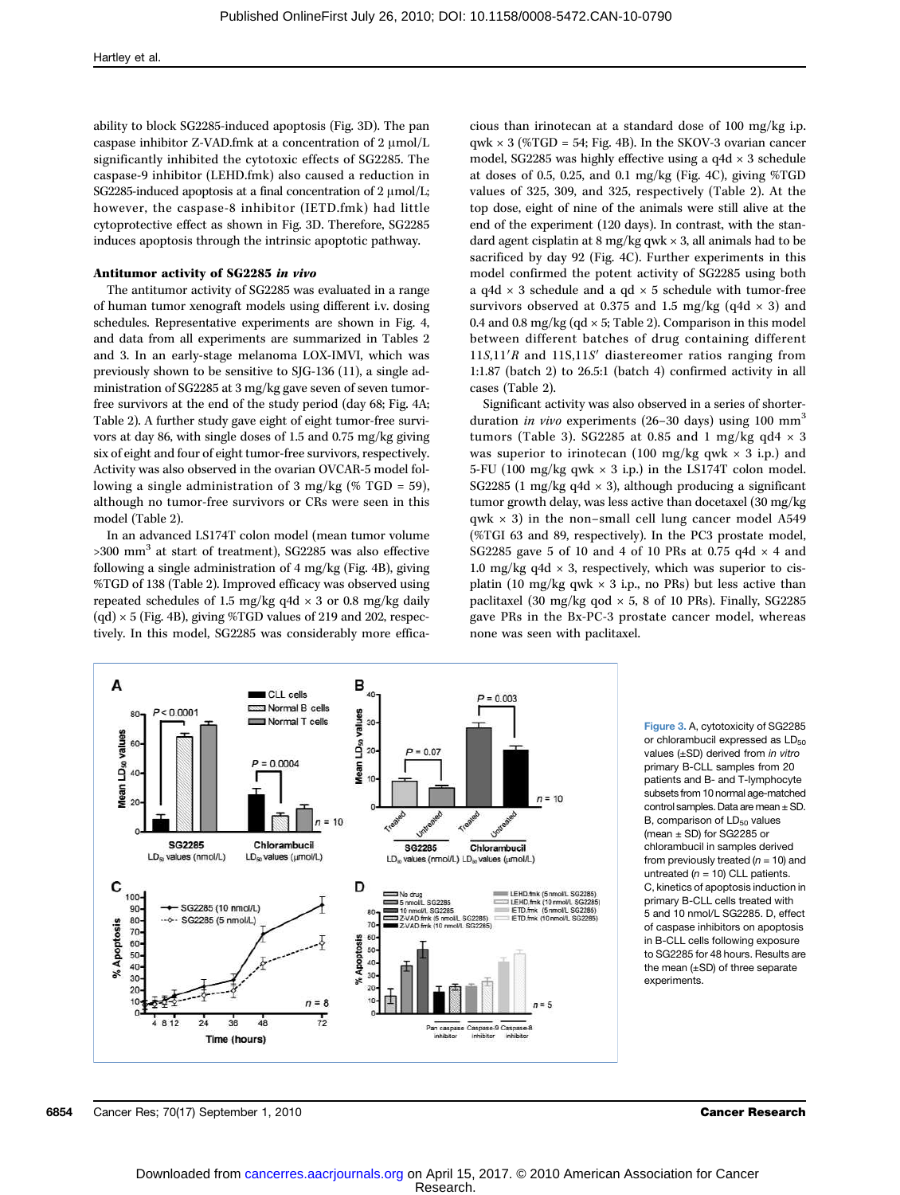ability to block SG2285-induced apoptosis (Fig. 3D). The pan caspase inhibitor Z-VAD.fmk at a concentration of 2 μmol/L significantly inhibited the cytotoxic effects of SG2285. The caspase-9 inhibitor (LEHD.fmk) also caused a reduction in SG2285-induced apoptosis at a final concentration of 2 μmol/L; however, the caspase-8 inhibitor (IETD.fmk) had little cytoprotective effect as shown in Fig. 3D. Therefore, SG2285 induces apoptosis through the intrinsic apoptotic pathway.

**Antitumor activity of SG2285 *in vivo***

The antitumor activity of SG2285 was evaluated in a range of human tumor xenograft models using different i.v. dosing schedules. Representative experiments are shown in Fig. 4, and data from all experiments are summarized in Tables 2 and 3. In an early-stage melanoma LOX-IMVI, which was previously shown to be sensitive to SJG-136 (11), a single administration of SG2285 at 3 mg/kg gave seven of seven tumor-free survivors at the end of the study period (day 68; Fig. 4A; Table 2). A further study gave eight of eight tumor-free survivors at day 86, with single doses of 1.5 and 0.75 mg/kg giving six of eight and four of eight tumor-free survivors, respectively. Activity was also observed in the ovarian OVCAR-5 model following a single administration of 3 mg/kg (% TGD = 59), although no tumor-free survivors or CRs were seen in this model (Table 2).

In an advanced LS174T colon model (mean tumor volume >300 mm$^3$ at start of treatment), SG2285 was also effective following a single administration of 4 mg/kg (Fig. 4B), giving %TGD of 138 (Table 2). Improved efficacy was observed using repeated schedules of 1.5 mg/kg q4d × 3 or 0.8 mg/kg daily (qd) × 5 (Fig. 4B), giving %TGD values of 219 and 202, respectively. In this model, SG2285 was considerably more efficacious than irinotecan at a standard dose of 100 mg/kg i.p. qwk × 3 (%TGD = 54; Fig. 4B). In the SKOV-3 ovarian cancer model, SG2285 was highly effective using a q4d × 3 schedule at doses of 0.5, 0.25, and 0.1 mg/kg (Fig. 4C), giving %TGD values of 325, 309, and 325, respectively (Table 2). At the top dose, eight of nine of the animals were still alive at the end of the experiment (120 days). In contrast, with the standard agent cisplatin at 8 mg/kg qwk × 3, all animals had to be sacrificed by day 92 (Fig. 4C). Further experiments in this model confirmed the potent activity of SG2285 using both a q4d × 3 schedule and a qd × 5 schedule with tumor-free survivors observed at 0.375 and 1.5 mg/kg (q4d × 3) and 0.4 and 0.8 mg/kg (qd × 5; Table 2). Comparison in this model between different batches of drug containing different 11*S*,11′*R* and 11*S*,11*S*′ diastereomer ratios ranging from 1:1.87 (batch 2) to 26.5:1 (batch 4) confirmed activity in all cases (Table 2).

Significant activity was also observed in a series of shorter-duration *in vivo* experiments (26–30 days) using 100 mm$^3$ tumors (Table 3). SG2285 at 0.85 and 1 mg/kg qd4 × 3 was superior to irinotecan (100 mg/kg qwk × 3 i.p.) and 5-FU (100 mg/kg qwk × 3 i.p.) in the LS174T colon model. SG2285 (1 mg/kg q4d × 3), although producing a significant tumor growth delay, was less active than docetaxel (30 mg/kg qwk × 3) in the non–small cell lung cancer model A549 (%TGI 63 and 89, respectively). In the PC3 prostate model, SG2285 gave 5 of 10 and 4 of 10 PRs at 0.75 q4d × 4 and 1.0 mg/kg q4d × 3, respectively, which was superior to cisplatin (10 mg/kg qwk × 3 i.p., no PRs) but less active than paclitaxel (30 mg/kg qod × 5, 8 of 10 PRs). Finally, SG2285 gave PRs in the Bx-PC-3 prostate cancer model, whereas none was seen with paclitaxel.

Figure 3. A, cytotoxicity of SG2285 or chlorambucil expressed as $LD_{50}$ values (±SD) derived from *in vitro* primary B-CLL samples from 20 patients and B- and T-lymphocyte subsets from 10 normal age-matched control samples. Data are mean ± SD. B, comparison of $LD_{50}$ values (mean ± SD) for SG2285 or chlorambucil in samples derived from previously treated ($n$ = 10) and untreated ($n$ = 10) CLL patients. C, kinetics of apoptosis induction in primary B-CLL cells treated with 5 and 10 nmol/L SG2285. D, effect of caspase inhibitors on apoptosis in B-CLL cells following exposure to SG2285 for 48 hours. Results are the mean (±SD) of three separate experiments.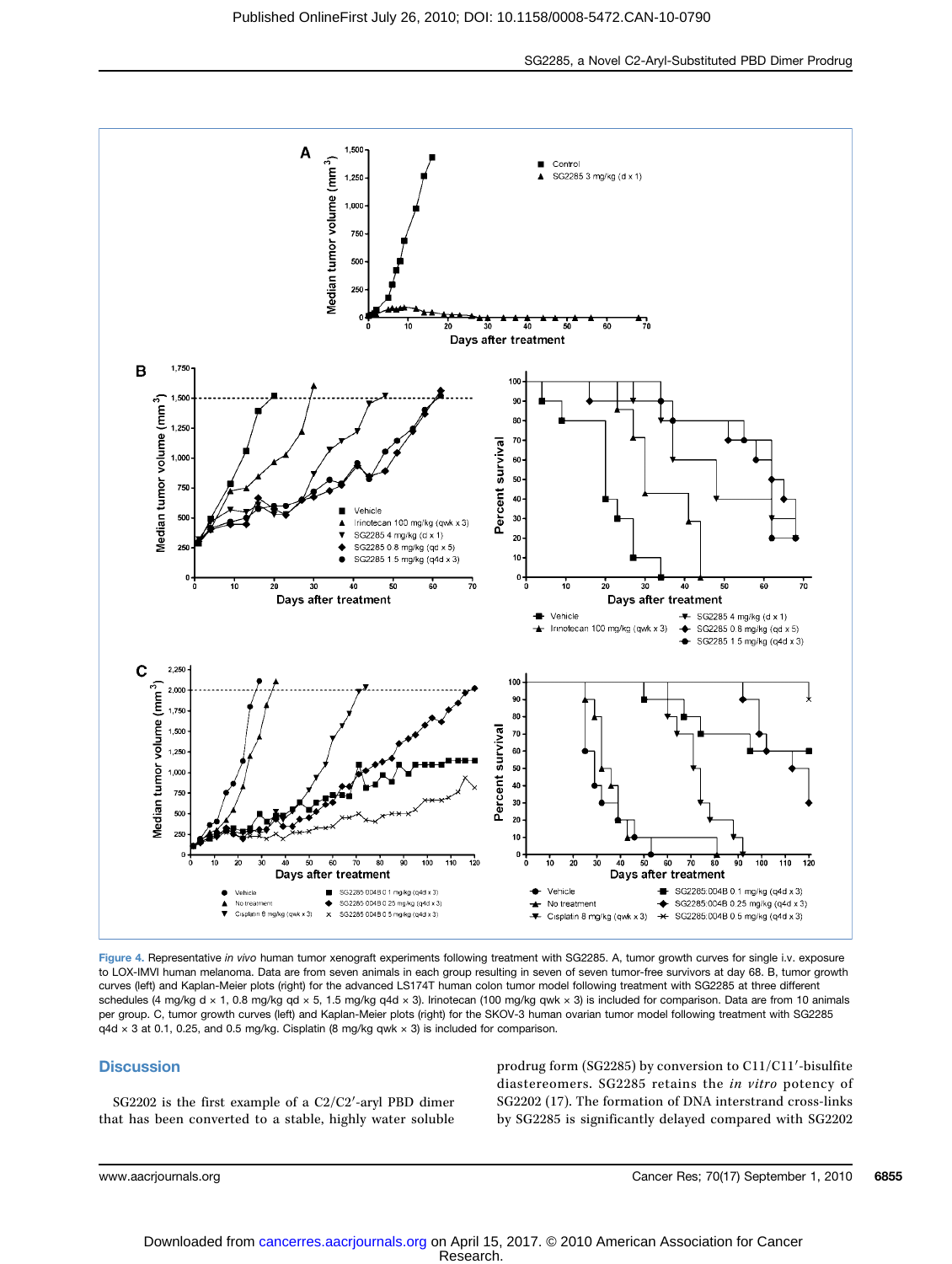Figure 4. Representative *in vivo* human tumor xenograft experiments following treatment with SG2285. A, tumor growth curves for single i.v. exposure to LOX-IMVI human melanoma. Data are from seven animals in each group resulting in seven of seven tumor-free survivors at day 68. B, tumor growth curves (left) and Kaplan-Meier plots (right) for the advanced LS174T human colon tumor model following treatment with SG2285 at three different schedules (4 mg/kg d × 1, 0.8 mg/kg qd × 5, 1.5 mg/kg q4d × 3). Irinotecan (100 mg/kg qwk × 3) is included for comparison. Data are from 10 animals per group. C, tumor growth curves (left) and Kaplan-Meier plots (right) for the SKOV-3 human ovarian tumor model following treatment with SG2285 q4d × 3 at 0.1, 0.25, and 0.5 mg/kg. Cisplatin (8 mg/kg qwk × 3) is included for comparison.

## Discussion

SG2202 is the first example of a C2/C2′-aryl PBD dimer that has been converted to a stable, highly water soluble prodrug form (SG2285) by conversion to C11/C11′-bisulfite diastereomers. SG2285 retains the *in vitro* potency of SG2202 (17). The formation of DNA interstrand cross-links by SG2285 is significantly delayed compared with SG2202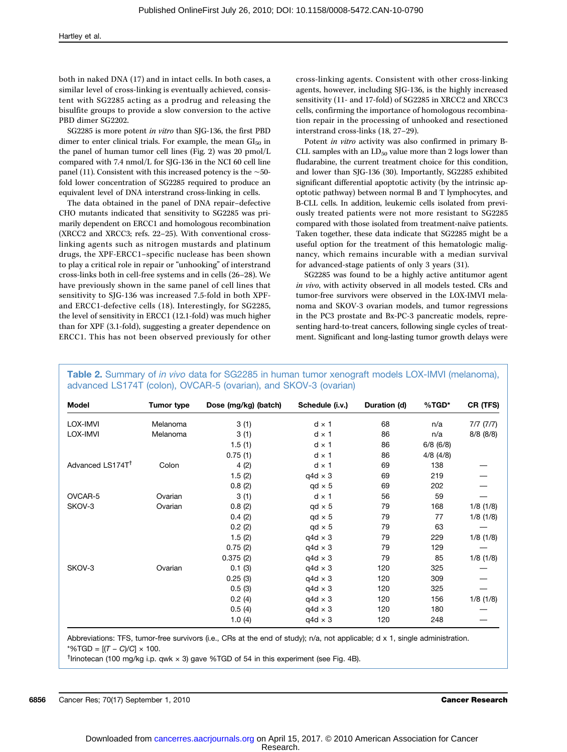both in naked DNA (17) and in intact cells. In both cases, a similar level of cross-linking is eventually achieved, consistent with SG2285 acting as a prodrug and releasing the bisulfite groups to provide a slow conversion to the active PBD dimer SG2202.

SG2285 is more potent *in vitro* than SJG-136, the first PBD dimer to enter clinical trials. For example, the mean $GI_{50}$ in the panel of human tumor cell lines (Fig. 2) was 20 pmol/L compared with 7.4 nmol/L for SJG-136 in the NCI 60 cell line panel (11). Consistent with this increased potency is the ~50-fold lower concentration of SG2285 required to produce an equivalent level of DNA interstrand cross-linking in cells.

The data obtained in the panel of DNA repair–defective CHO mutants indicated that sensitivity to SG2285 was primarily dependent on ERCC1 and homologous recombination (XRCC2 and XRCC3; refs. 22–25). With conventional cross-linking agents such as nitrogen mustards and platinum drugs, the XPF-ERCC1–specific nuclease has been shown to play a critical role in repair or "unhooking" of interstrand cross-links both in cell-free systems and in cells (26–28). We have previously shown in the same panel of cell lines that sensitivity to SJG-136 was increased 7.5-fold in both XPF- and ERCC1-defective cells (18). Interestingly, for SG2285, the level of sensitivity in ERCC1 (12.1-fold) was much higher than for XPF (3.1-fold), suggesting a greater dependence on ERCC1. This has not been observed previously for other cross-linking agents. Consistent with other cross-linking agents, however, including SJG-136, is the highly increased sensitivity (11- and 17-fold) of SG2285 in XRCC2 and XRCC3 cells, confirming the importance of homologous recombination repair in the processing of unhooked and resectioned interstrand cross-links (18, 27–29).

Potent *in vitro* activity was also confirmed in primary B-CLL samples with an $LD_{50}$ value more than 2 logs lower than fludarabine, the current treatment choice for this condition, and lower than SJG-136 (30). Importantly, SG2285 exhibited significant differential apoptotic activity (by the intrinsic apoptotic pathway) between normal B and T lymphocytes, and B-CLL cells. In addition, leukemic cells isolated from previously treated patients were not more resistant to SG2285 compared with those isolated from treatment-naïve patients. Taken together, these data indicate that SG2285 might be a useful option for the treatment of this hematologic malignancy, which remains incurable with a median survival for advanced-stage patients of only 3 years (31).

SG2285 was found to be a highly active antitumor agent *in vivo*, with activity observed in all models tested. CRs and tumor-free survivors were observed in the LOX-IMVI melanoma and SKOV-3 ovarian models, and tumor regressions in the PC3 prostate and Bx-PC-3 pancreatic models, representing hard-to-treat cancers, following single cycles of treatment. Significant and long-lasting tumor growth delays were

**Table 2.** Summary of *in vivo* data for SG2285 in human tumor xenograft models LOX-IMVI (melanoma), advanced LS174T (colon), OVCAR-5 (ovarian), and SKOV-3 (ovarian)

| Model | Tumor type | Dose (mg/kg) (batch) | Schedule (i.v.) | Duration (d) | %TGD* | CR (TFS) |
|---|---|---|---|---|---|---|
| LOX-IMVI | Melanoma | 3 (1) | d × 1 | 68 | n/a | 7/7 (7/7) |
| LOX-IMVI | Melanoma | 3 (1) | d × 1 | 86 | n/a | 8/8 (8/8) |
| | | 1.5 (1) | d × 1 | 86 | 6/8 (6/8) | |
| | | 0.75 (1) | d × 1 | 86 | 4/8 (4/8) | |
| Advanced LS174T[†] | Colon | 4 (2) | d × 1 | 69 | 138 | — |
| | | 1.5 (2) | q4d × 3 | 69 | 219 | — |
| | | 0.8 (2) | qd × 5 | 69 | 202 | — |
| OVCAR-5 | Ovarian | 3 (1) | d × 1 | 56 | 59 | — |
| SKOV-3 | Ovarian | 0.8 (2) | qd × 5 | 79 | 168 | 1/8 (1/8) |
| | | 0.4 (2) | qd × 5 | 79 | 77 | 1/8 (1/8) |
| | | 0.2 (2) | qd × 5 | 79 | 63 | — |
| | | 1.5 (2) | q4d × 3 | 79 | 229 | 1/8 (1/8) |
| | | 0.75 (2) | q4d × 3 | 79 | 129 | — |
| | | 0.375 (2) | q4d × 3 | 79 | 85 | 1/8 (1/8) |
| SKOV-3 | Ovarian | 0.1 (3) | q4d × 3 | 120 | 325 | — |
| | | 0.25 (3) | q4d × 3 | 120 | 309 | — |
| | | 0.5 (3) | q4d × 3 | 120 | 325 | — |
| | | 0.2 (4) | q4d × 3 | 120 | 156 | 1/8 (1/8) |
| | | 0.5 (4) | q4d × 3 | 120 | 180 | — |
| | | 1.0 (4) | q4d × 3 | 120 | 248 | — |

Abbreviations: TFS, tumor-free survivors (i.e., CRs at the end of study); n/a, not applicable; d x 1, single administration.

*%TGD = $[(T - C)/C] \times 100$.

[†]Irinotecan (100 mg/kg i.p. qwk × 3) gave %TGD of 54 in this experiment (see Fig. 4B).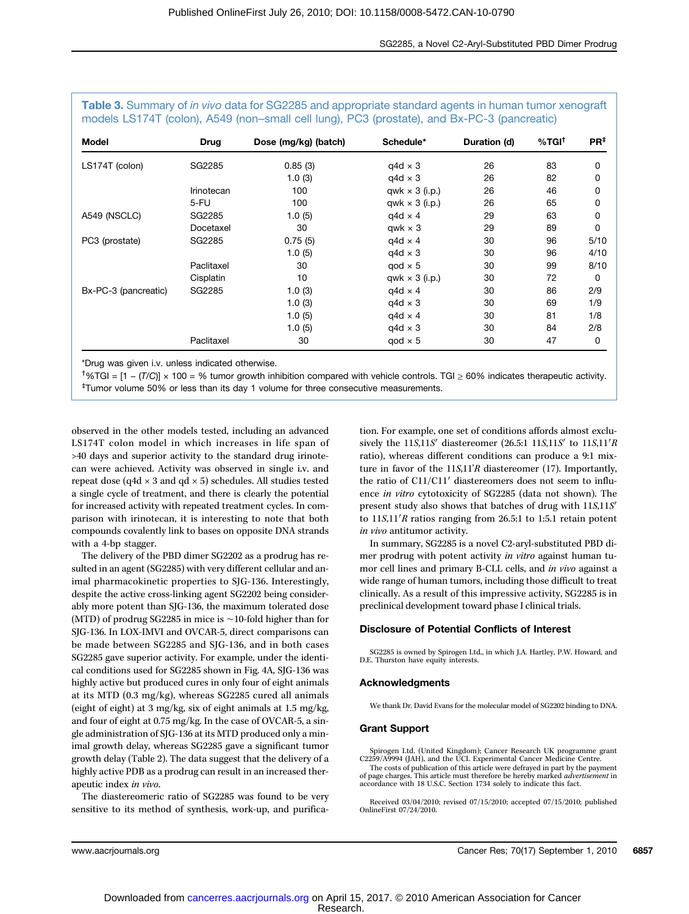**Table 3.** Summary of *in vivo* data for SG2285 and appropriate standard agents in human tumor xenograft models LS174T (colon), A549 (non–small cell lung), PC3 (prostate), and Bx-PC-3 (pancreatic)

| Model | Drug | Dose (mg/kg) (batch) | Schedule* | Duration (d) | %TGI[†] | PR[‡] |
|---|---|---|---|---|---|---|
| LS174T (colon) | SG2285 | 0.85 (3) | q4d × 3 | 26 | 83 | 0 |
| | | 1.0 (3) | q4d × 3 | 26 | 82 | 0 |
| | Irinotecan | 100 | qwk × 3 (i.p.) | 26 | 46 | 0 |
| | 5-FU | 100 | qwk × 3 (i.p.) | 26 | 65 | 0 |
| A549 (NSCLC) | SG2285 | 1.0 (5) | q4d × 4 | 29 | 63 | 0 |
| | Docetaxel | 30 | qwk × 3 | 29 | 89 | 0 |
| PC3 (prostate) | SG2285 | 0.75 (5) | q4d × 4 | 30 | 96 | 5/10 |
| | | 1.0 (5) | q4d × 3 | 30 | 96 | 4/10 |
| | Paclitaxel | 30 | qod × 5 | 30 | 99 | 8/10 |
| | Cisplatin | 10 | qwk × 3 (i.p.) | 30 | 72 | 0 |
| Bx-PC-3 (pancreatic) | SG2285 | 1.0 (3) | q4d × 4 | 30 | 86 | 2/9 |
| | | 1.0 (3) | q4d × 3 | 30 | 69 | 1/9 |
| | | 1.0 (5) | q4d × 4 | 30 | 81 | 1/8 |
| | | 1.0 (5) | q4d × 3 | 30 | 84 | 2/8 |
| | Paclitaxel | 30 | qod × 5 | 30 | 47 | 0 |

*Drug was given i.v. unless indicated otherwise.

[†]%TGI = $[1 - (T/C)] \times 100$ = % tumor growth inhibition compared with vehicle controls. TGI ≥ 60% indicates therapeutic activity.

[‡]Tumor volume 50% or less than its day 1 volume for three consecutive measurements.

observed in the other models tested, including an advanced LS174T colon model in which increases in life span of >40 days and superior activity to the standard drug irinotecan were achieved. Activity was observed in single i.v. and repeat dose (q4d × 3 and qd × 5) schedules. All studies tested a single cycle of treatment, and there is clearly the potential for increased activity with repeated treatment cycles. In comparison with irinotecan, it is interesting to note that both compounds covalently link to bases on opposite DNA strands with a 4-bp stagger.

The delivery of the PBD dimer SG2202 as a prodrug has resulted in an agent (SG2285) with very different cellular and animal pharmacokinetic properties to SJG-136. Interestingly, despite the active cross-linking agent SG2202 being considerably more potent than SJG-136, the maximum tolerated dose (MTD) of prodrug SG2285 in mice is ~10-fold higher than for SJG-136. In LOX-IMVI and OVCAR-5, direct comparisons can be made between SG2285 and SJG-136, and in both cases SG2285 gave superior activity. For example, under the identical conditions used for SG2285 shown in Fig. 4A, SJG-136 was highly active but produced cures in only four of eight animals at its MTD (0.3 mg/kg), whereas SG2285 cured all animals (eight of eight) at 3 mg/kg, six of eight animals at 1.5 mg/kg, and four of eight at 0.75 mg/kg. In the case of OVCAR-5, a single administration of SJG-136 at its MTD produced only a minimal growth delay, whereas SG2285 gave a significant tumor growth delay (Table 2). The data suggest that the delivery of a highly active PDB as a prodrug can result in an increased therapeutic index *in vivo*.

The diastereomeric ratio of SG2285 was found to be very sensitive to its method of synthesis, work-up, and purification. For example, one set of conditions affords almost exclusively the 11*S*,11*S*′ diastereomer (26.5:1 11*S*,11*S*′ to 11*S*,11′*R* ratio), whereas different conditions can produce a 9:1 mixture in favor of the 11*S*,11′*R* diastereomer (17). Importantly, the ratio of C11/C11′ diastereomers does not seem to influence *in vitro* cytotoxicity of SG2285 (data not shown). The present study also shows that batches of drug with 11*S*,11*S*′ to 11*S*,11′*R* ratios ranging from 26.5:1 to 1:5.1 retain potent *in vivo* antitumor activity.

In summary, SG2285 is a novel C2-aryl-substituted PBD dimer prodrug with potent activity *in vitro* against human tumor cell lines and primary B-CLL cells, and *in vivo* against a wide range of human tumors, including those difficult to treat clinically. As a result of this impressive activity, SG2285 is in preclinical development toward phase I clinical trials.

## Disclosure of Potential Conflicts of Interest

SG2285 is owned by Spirogen Ltd., in which J.A. Hartley, P.W. Howard, and D.E. Thurston have equity interests.

## Acknowledgments

We thank Dr. David Evans for the molecular model of SG2202 binding to DNA.

## Grant Support

Spirogen Ltd. (United Kingdom); Cancer Research UK programme grant C2259/A9994 (JAH), and the UCL Experimental Cancer Medicine Centre.

The costs of publication of this article were defrayed in part by the payment of page charges. This article must therefore be hereby marked *advertisement* in accordance with 18 U.S.C. Section 1734 solely to indicate this fact.

Received 03/04/2010; revised 07/15/2010; accepted 07/15/2010; published OnlineFirst 07/24/2010.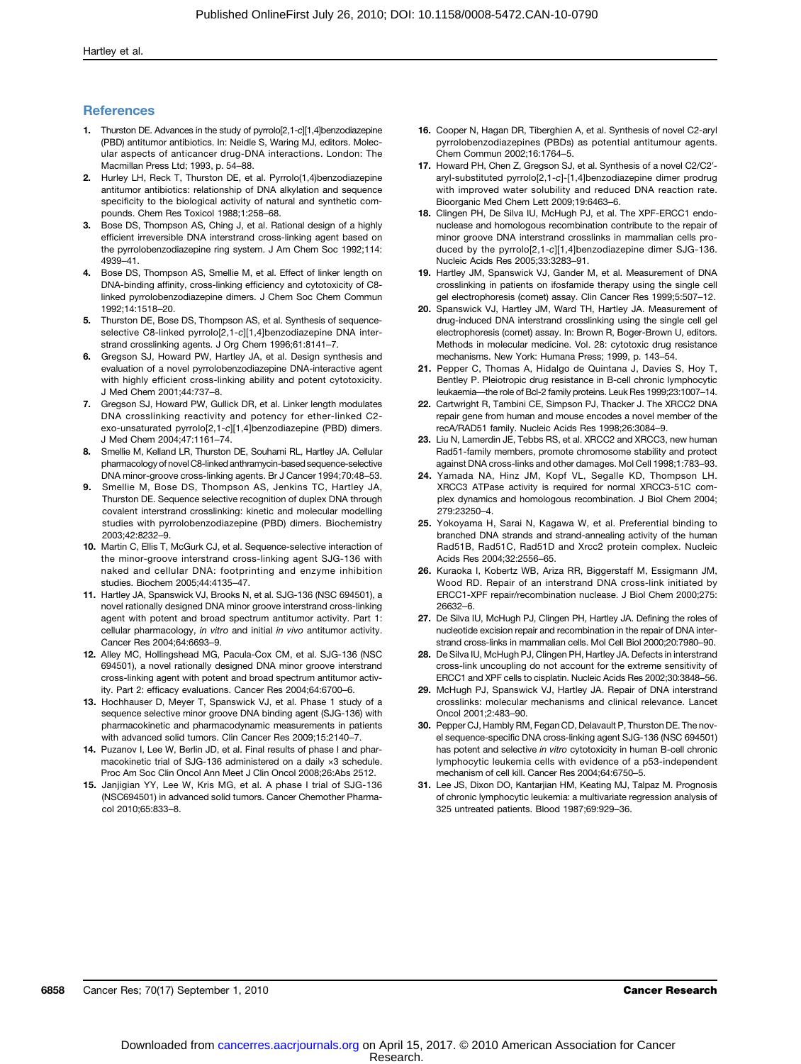## References

1. Thurston DE. Advances in the study of pyrrolo[2,1-c][1,4]benzodiazepine (PBD) antitumor antibiotics. In: Neidle S, Waring MJ, editors. Molecular aspects of anticancer drug-DNA interactions. London: The Macmillan Press Ltd; 1993, p. 54–88.
2. Hurley LH, Reck T, Thurston DE, et al. Pyrrolo(1,4)benzodiazepine antitumor antibiotics: relationship of DNA alkylation and sequence specificity to the biological activity of natural and synthetic compounds. Chem Res Toxicol 1988;1:258–68.
3. Bose DS, Thompson AS, Ching J, et al. Rational design of a highly efficient irreversible DNA interstrand cross-linking agent based on the pyrrolobenzodiazepine ring system. J Am Chem Soc 1992;114: 4939–41.
4. Bose DS, Thompson AS, Smellie M, et al. Effect of linker length on DNA-binding affinity, cross-linking efficiency and cytotoxicity of C8-linked pyrrolobenzodiazepine dimers. J Chem Soc Chem Commun 1992;14:1518–20.
5. Thurston DE, Bose DS, Thompson AS, et al. Synthesis of sequence-selective C8-linked pyrrolo[2,1-c][1,4]benzodiazepine DNA interstrand crosslinking agents. J Org Chem 1996;61:8141–7.
6. Gregson SJ, Howard PW, Hartley JA, et al. Design synthesis and evaluation of a novel pyrrolobenzodiazepine DNA-interactive agent with highly efficient cross-linking ability and potent cytotoxicity. J Med Chem 2001;44:737–8.
7. Gregson SJ, Howard PW, Gullick DR, et al. Linker length modulates DNA crosslinking reactivity and potency for ether-linked C2-exo-unsaturated pyrrolo[2,1-c][1,4]benzodiazepine (PBD) dimers. J Med Chem 2004;47:1161–74.
8. Smellie M, Kelland LR, Thurston DE, Souhami RL, Hartley JA. Cellular pharmacology of novel C8-linked anthramycin-based sequence-selective DNA minor-groove cross-linking agents. Br J Cancer 1994;70:48–53.
9. Smellie M, Bose DS, Thompson AS, Jenkins TC, Hartley JA, Thurston DE. Sequence selective recognition of duplex DNA through covalent interstrand crosslinking: kinetic and molecular modelling studies with pyrrolobenzodiazepine (PBD) dimers. Biochemistry 2003;42:8232–9.
10. Martin C, Ellis T, McGurk CJ, et al. Sequence-selective interaction of the minor-groove interstrand cross-linking agent SJG-136 with naked and cellular DNA: footprinting and enzyme inhibition studies. Biochem 2005;44:4135–47.
11. Hartley JA, Spanswick VJ, Brooks N, et al. SJG-136 (NSC 694501), a novel rationally designed DNA minor groove interstrand cross-linking agent with potent and broad spectrum antitumor activity. Part 1: cellular pharmacology, *in vitro* and initial *in vivo* antitumor activity. Cancer Res 2004;64:6693–9.
12. Alley MC, Hollingshead MG, Pacula-Cox CM, et al. SJG-136 (NSC 694501), a novel rationally designed DNA minor groove interstrand cross-linking agent with potent and broad spectrum antitumor activity. Part 2: efficacy evaluations. Cancer Res 2004;64:6700–6.
13. Hochhauser D, Meyer T, Spanswick VJ, et al. Phase 1 study of a sequence selective minor groove DNA binding agent (SJG-136) with pharmacokinetic and pharmacodynamic measurements in patients with advanced solid tumors. Clin Cancer Res 2009;15:2140–7.
14. Puzanov I, Lee W, Berlin JD, et al. Final results of phase I and pharmacokinetic trial of SJG-136 administered on a daily ×3 schedule. Proc Am Soc Clin Oncol Ann Meet J Clin Oncol 2008;26:Abs 2512.
15. Janjigian YY, Lee W, Kris MG, et al. A phase I trial of SJG-136 (NSC694501) in advanced solid tumors. Cancer Chemother Pharmacol 2010;65:833–8.
16. Cooper N, Hagan DR, Tiberghien A, et al. Synthesis of novel C2-aryl pyrrolobenzodiazepines (PBDs) as potential antitumour agents. Chem Commun 2002;16:1764–5.
17. Howard PH, Chen Z, Gregson SJ, et al. Synthesis of a novel C2/C2′-aryl-substituted pyrrolo[2,1-c]-[1,4]benzodiazepine dimer prodrug with improved water solubility and reduced DNA reaction rate. Bioorganic Med Chem Lett 2009;19:6463–6.
18. Clingen PH, De Silva IU, McHugh PJ, et al. The XPF-ERCC1 endonuclease and homologous recombination contribute to the repair of minor groove DNA interstrand crosslinks in mammalian cells produced by the pyrrolo[2,1-c][1,4]benzodiazepine dimer SJG-136. Nucleic Acids Res 2005;33:3283–91.
19. Hartley JM, Spanswick VJ, Gander M, et al. Measurement of DNA crosslinking in patients on ifosfamide therapy using the single cell gel electrophoresis (comet) assay. Clin Cancer Res 1999;5:507–12.
20. Spanswick VJ, Hartley JM, Ward TH, Hartley JA. Measurement of drug-induced DNA interstrand crosslinking using the single cell gel electrophoresis (comet) assay. In: Brown R, Boger-Brown U, editors. Methods in molecular medicine. Vol. 28: cytotoxic drug resistance mechanisms. New York: Humana Press; 1999, p. 143–54.
21. Pepper C, Thomas A, Hidalgo de Quintana J, Davies S, Hoy T, Bentley P. Pleiotropic drug resistance in B-cell chronic lymphocytic leukaemia—the role of Bcl-2 family proteins. Leuk Res 1999;23:1007–14.
22. Cartwright R, Tambini CE, Simpson PJ, Thacker J. The XRCC2 DNA repair gene from human and mouse encodes a novel member of the recA/RAD51 family. Nucleic Acids Res 1998;26:3084–9.
23. Liu N, Lamerdin JE, Tebbs RS, et al. XRCC2 and XRCC3, new human Rad51-family members, promote chromosome stability and protect against DNA cross-links and other damages. Mol Cell 1998;1:783–93.
24. Yamada NA, Hinz JM, Kopf VL, Segalle KD, Thompson LH. XRCC3 ATPase activity is required for normal XRCC3-51C complex dynamics and homologous recombination. J Biol Chem 2004; 279:23250–4.
25. Yokoyama H, Sarai N, Kagawa W, et al. Preferential binding to branched DNA strands and strand-annealing activity of the human Rad51B, Rad51C, Rad51D and Xrcc2 protein complex. Nucleic Acids Res 2004;32:2556–65.
26. Kuraoka I, Kobertz WB, Ariza RR, Biggerstaff M, Essigmann JM, Wood RD. Repair of an interstrand DNA cross-link initiated by ERCC1-XPF repair/recombination nuclease. J Biol Chem 2000;275: 26632–6.
27. De Silva IU, McHugh PJ, Clingen PH, Hartley JA. Defining the roles of nucleotide excision repair and recombination in the repair of DNA interstrand cross-links in mammalian cells. Mol Cell Biol 2000;20:7980–90.
28. De Silva IU, McHugh PJ, Clingen PH, Hartley JA. Defects in interstrand cross-link uncoupling do not account for the extreme sensitivity of ERCC1 and XPF cells to cisplatin. Nucleic Acids Res 2002;30:3848–56.
29. McHugh PJ, Spanswick VJ, Hartley JA. Repair of DNA interstrand crosslinks: molecular mechanisms and clinical relevance. Lancet Oncol 2001;2:483–90.
30. Pepper CJ, Hambly RM, Fegan CD, Delavault P, Thurston DE. The novel sequence-specific DNA cross-linking agent SJG-136 (NSC 694501) has potent and selective *in vitro* cytotoxicity in human B-cell chronic lymphocytic leukemia cells with evidence of a p53-independent mechanism of cell kill. Cancer Res 2004;64:6750–5.
31. Lee JS, Dixon DO, Kantarjian HM, Keating MJ, Talpaz M. Prognosis of chronic lymphocytic leukemia: a multivariate regression analysis of 325 untreated patients. Blood 1987;69:929–36.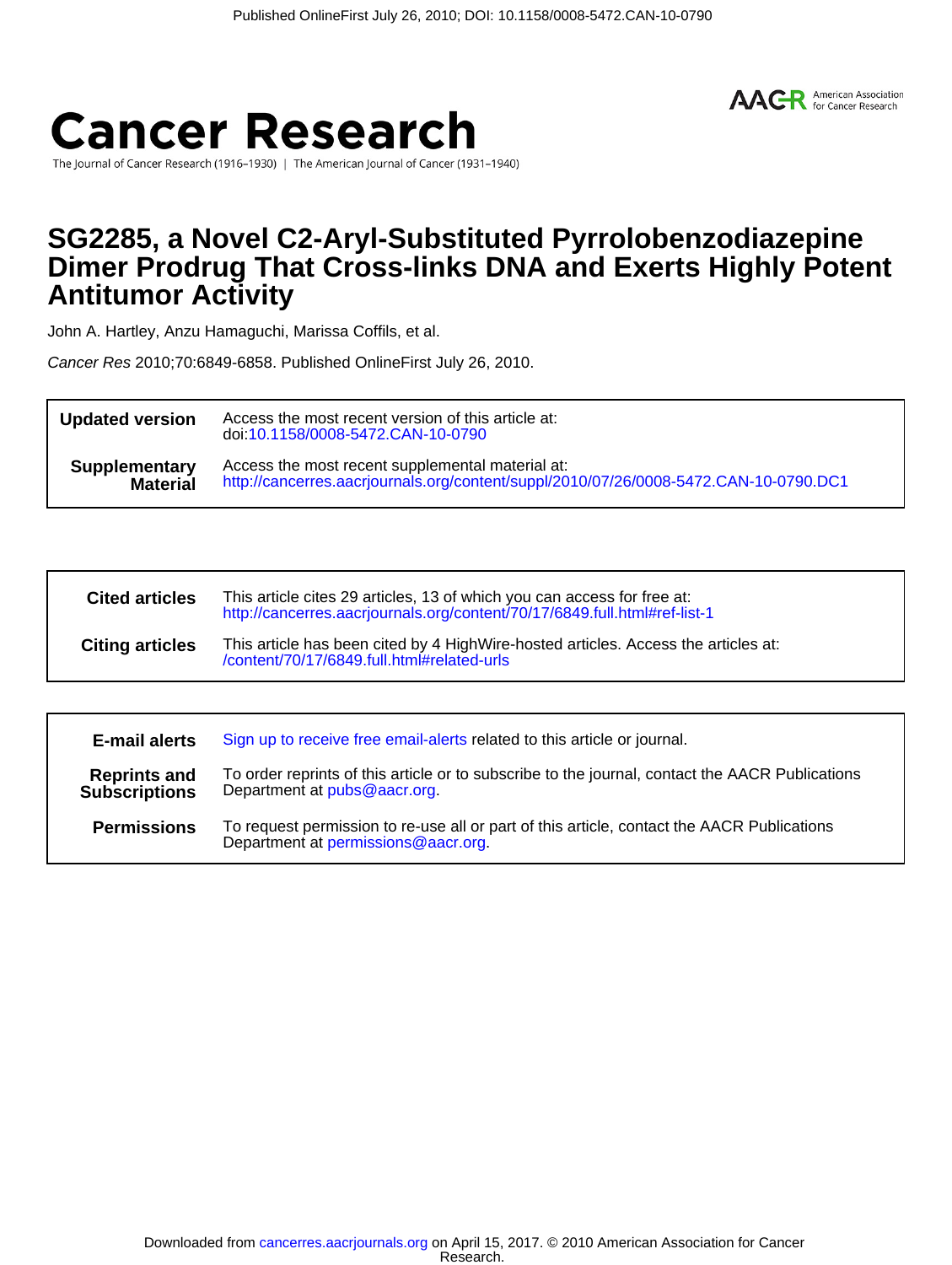Published OnlineFirst July 26, 2010; DOI: 10.1158/0008-5472.CAN-10-0790

# Cancer Research

The Journal of Cancer Research (1916–1930) | The American Journal of Cancer (1931–1940)

# SG2285, a Novel C2-Aryl-Substituted Pyrrolobenzodiazepine Dimer Prodrug That Cross-links DNA and Exerts Highly Potent Antitumor Activity

John A. Hartley, Anzu Hamaguchi, Marissa Coffils, et al.

*Cancer Res* 2010;70:6849-6858. Published OnlineFirst July 26, 2010.

| | |
|---|---|
| **Updated version** | Access the most recent version of this article at: doi:10.1158/0008-5472.CAN-10-0790 |
| **Supplementary Material** | Access the most recent supplemental material at: http://cancerres.aacrjournals.org/content/suppl/2010/07/26/0008-5472.CAN-10-0790.DC1 |

| | |
|---|---|
| **Cited articles** | This article cites 29 articles, 13 of which you can access for free at: http://cancerres.aacrjournals.org/content/70/17/6849.full.html#ref-list-1 |
| **Citing articles** | This article has been cited by 4 HighWire-hosted articles. Access the articles at: /content/70/17/6849.full.html#related-urls |

| | |
|---|---|
| **E-mail alerts** | Sign up to receive free email-alerts related to this article or journal. |
| **Reprints and Subscriptions** | To order reprints of this article or to subscribe to the journal, contact the AACR Publications Department at pubs@aacr.org. |
| **Permissions** | To request permission to re-use all or part of this article, contact the AACR Publications Department at permissions@aacr.org. |

Downloaded from cancerres.aacrjournals.org on April 15, 2017. © 2010 American Association for Cancer Research.